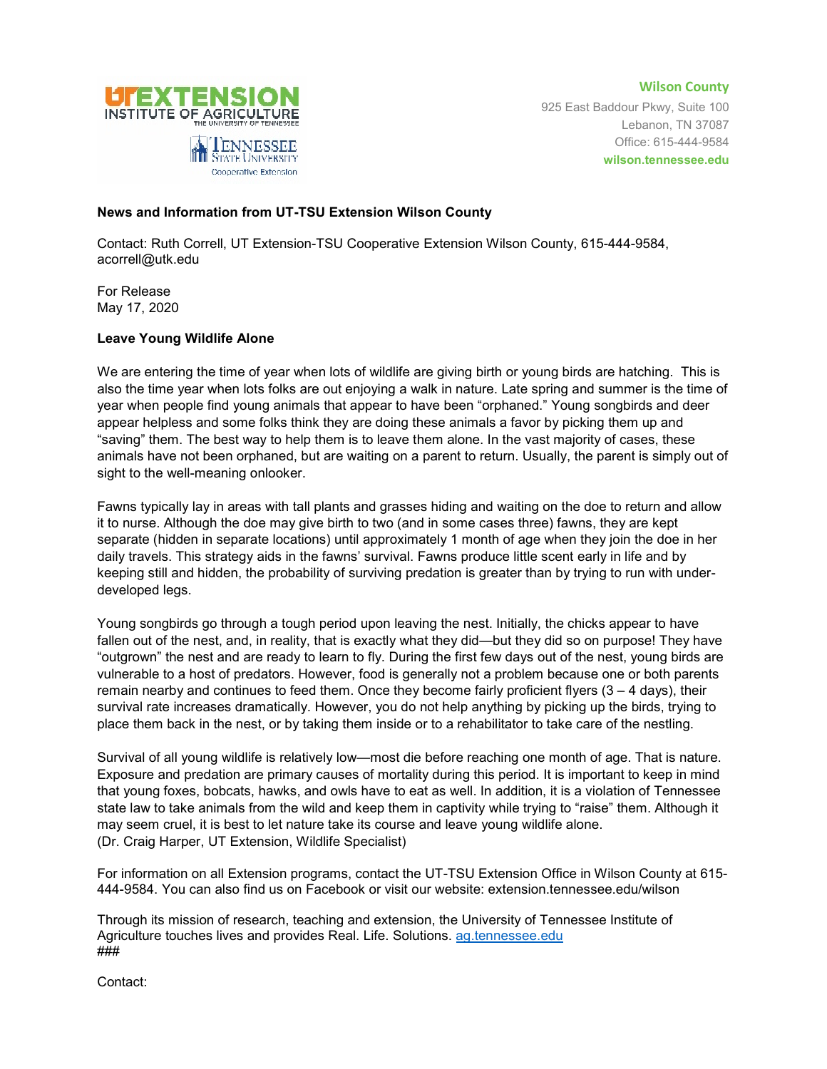UT EXTENSION INSTITUTE OF AGRICULTURE THE UNIVERSITY OF TENNESSEE

TENNESSEE STATE UNIVERSITY Cooperative Extension

**Wilson County**
925 East Baddour Pkwy, Suite 100
Lebanon, TN 37087
Office: 615-444-9584
**wilson.tennessee.edu**

**News and Information from UT-TSU Extension Wilson County**

Contact: Ruth Correll, UT Extension-TSU Cooperative Extension Wilson County, 615-444-9584, acorrell@utk.edu

For Release
May 17, 2020

**Leave Young Wildlife Alone**

We are entering the time of year when lots of wildlife are giving birth or young birds are hatching. This is also the time year when lots folks are out enjoying a walk in nature. Late spring and summer is the time of year when people find young animals that appear to have been "orphaned." Young songbirds and deer appear helpless and some folks think they are doing these animals a favor by picking them up and "saving" them. The best way to help them is to leave them alone. In the vast majority of cases, these animals have not been orphaned, but are waiting on a parent to return. Usually, the parent is simply out of sight to the well-meaning onlooker.

Fawns typically lay in areas with tall plants and grasses hiding and waiting on the doe to return and allow it to nurse. Although the doe may give birth to two (and in some cases three) fawns, they are kept separate (hidden in separate locations) until approximately 1 month of age when they join the doe in her daily travels. This strategy aids in the fawns' survival. Fawns produce little scent early in life and by keeping still and hidden, the probability of surviving predation is greater than by trying to run with under-developed legs.

Young songbirds go through a tough period upon leaving the nest. Initially, the chicks appear to have fallen out of the nest, and, in reality, that is exactly what they did—but they did so on purpose! They have "outgrown" the nest and are ready to learn to fly. During the first few days out of the nest, young birds are vulnerable to a host of predators. However, food is generally not a problem because one or both parents remain nearby and continues to feed them. Once they become fairly proficient flyers (3 – 4 days), their survival rate increases dramatically. However, you do not help anything by picking up the birds, trying to place them back in the nest, or by taking them inside or to a rehabilitator to take care of the nestling.

Survival of all young wildlife is relatively low—most die before reaching one month of age. That is nature. Exposure and predation are primary causes of mortality during this period. It is important to keep in mind that young foxes, bobcats, hawks, and owls have to eat as well. In addition, it is a violation of Tennessee state law to take animals from the wild and keep them in captivity while trying to "raise" them. Although it may seem cruel, it is best to let nature take its course and leave young wildlife alone.
(Dr. Craig Harper, UT Extension, Wildlife Specialist)

For information on all Extension programs, contact the UT-TSU Extension Office in Wilson County at 615-444-9584. You can also find us on Facebook or visit our website: extension.tennessee.edu/wilson

Through its mission of research, teaching and extension, the University of Tennessee Institute of Agriculture touches lives and provides Real. Life. Solutions. ag.tennessee.edu
###

Contact: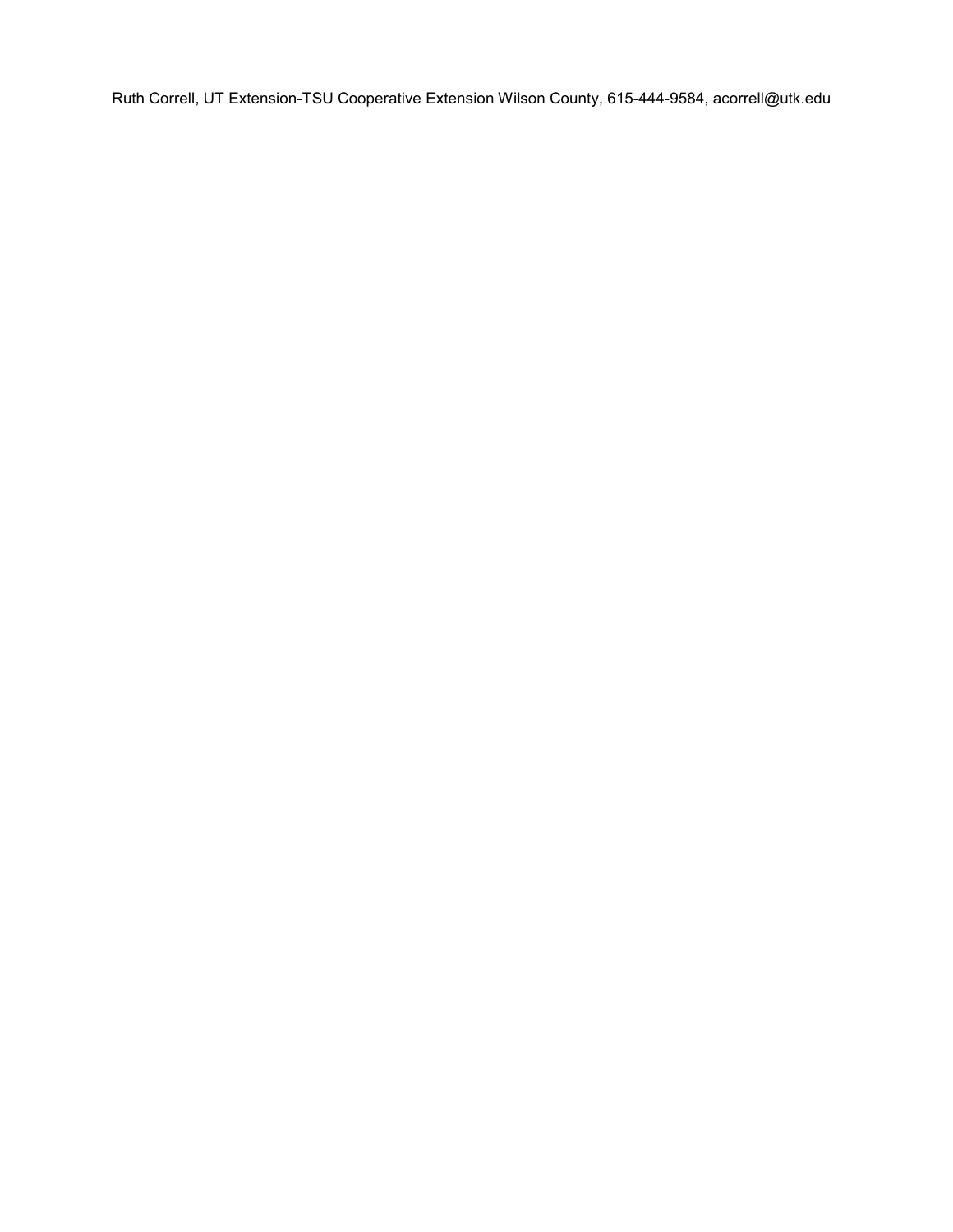Ruth Correll, UT Extension-TSU Cooperative Extension Wilson County, 615-444-9584, acorrell@utk.edu